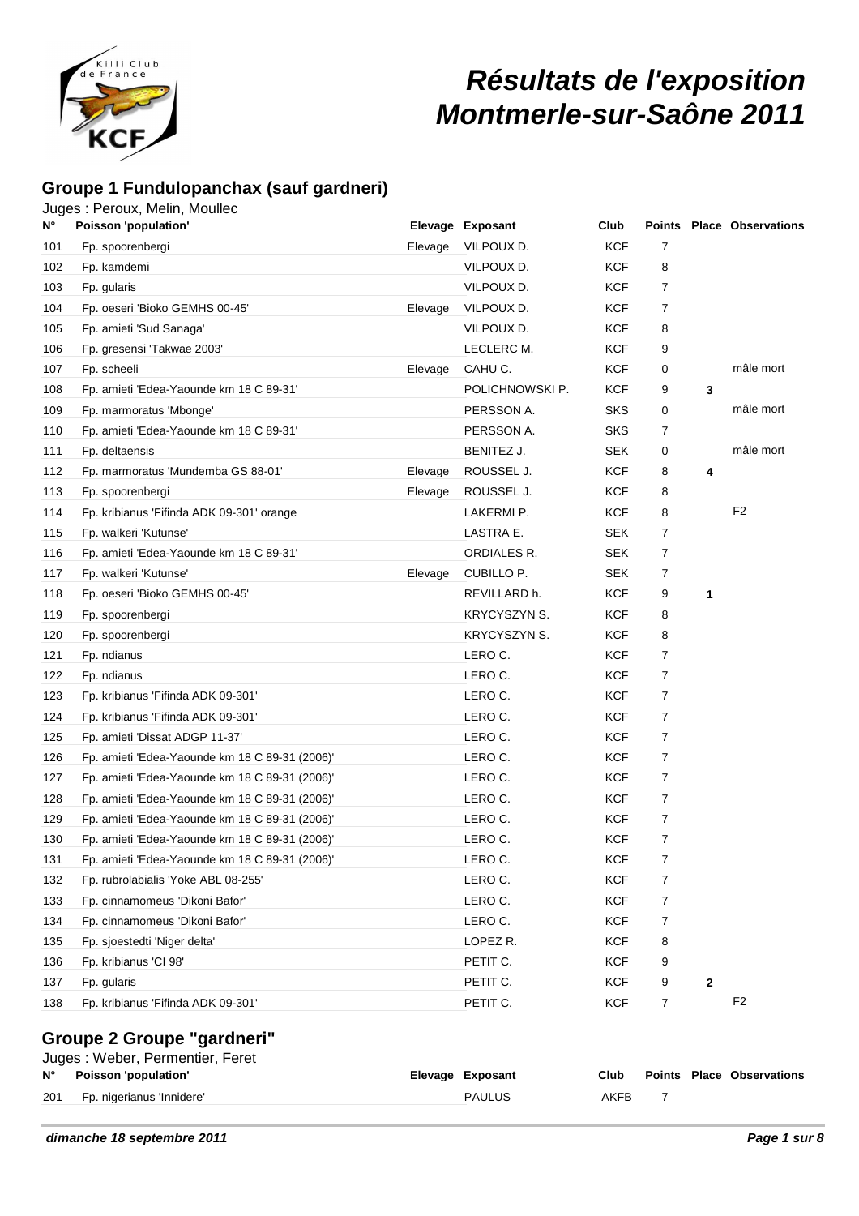# Résultats de l'exposition Montmerle-sur-Saône 2011

## Groupe 1 Fundulopanchax (sauf gardneri)

Juges : Peroux, Melin, Moullec

| N° | Poisson 'population' | Elevage | Exposant | Club | Points | Place | Observations |
|---|---|---|---|---|---|---|---|
| 101 | Fp. spoorenbergi | Elevage | VILPOUX D. | KCF | 7 | | |
| 102 | Fp. kamdemi | | VILPOUX D. | KCF | 8 | | |
| 103 | Fp. gularis | | VILPOUX D. | KCF | 7 | | |
| 104 | Fp. oeseri 'Bioko GEMHS 00-45' | Elevage | VILPOUX D. | KCF | 7 | | |
| 105 | Fp. amieti 'Sud Sanaga' | | VILPOUX D. | KCF | 8 | | |
| 106 | Fp. gresensi 'Takwae 2003' | | LECLERC M. | KCF | 9 | | |
| 107 | Fp. scheeli | Elevage | CAHU C. | KCF | 0 | | mâle mort |
| 108 | Fp. amieti 'Edea-Yaounde km 18 C 89-31' | | POLICHNOWSKI P. | KCF | 9 | 3 | |
| 109 | Fp. marmoratus 'Mbonge' | | PERSSON A. | SKS | 0 | | mâle mort |
| 110 | Fp. amieti 'Edea-Yaounde km 18 C 89-31' | | PERSSON A. | SKS | 7 | | |
| 111 | Fp. deltaensis | | BENITEZ J. | SEK | 0 | | mâle mort |
| 112 | Fp. marmoratus 'Mundemba GS 88-01' | Elevage | ROUSSEL J. | KCF | 8 | 4 | |
| 113 | Fp. spoorenbergi | Elevage | ROUSSEL J. | KCF | 8 | | |
| 114 | Fp. kribianus 'Fifinda ADK 09-301' orange | | LAKERMI P. | KCF | 8 | | F2 |
| 115 | Fp. walkeri 'Kutunse' | | LASTRA E. | SEK | 7 | | |
| 116 | Fp. amieti 'Edea-Yaounde km 18 C 89-31' | | ORDIALES R. | SEK | 7 | | |
| 117 | Fp. walkeri 'Kutunse' | Elevage | CUBILLO P. | SEK | 7 | | |
| 118 | Fp. oeseri 'Bioko GEMHS 00-45' | | REVILLARD h. | KCF | 9 | 1 | |
| 119 | Fp. spoorenbergi | | KRYCYSZYN S. | KCF | 8 | | |
| 120 | Fp. spoorenbergi | | KRYCYSZYN S. | KCF | 8 | | |
| 121 | Fp. ndianus | | LERO C. | KCF | 7 | | |
| 122 | Fp. ndianus | | LERO C. | KCF | 7 | | |
| 123 | Fp. kribianus 'Fifinda ADK 09-301' | | LERO C. | KCF | 7 | | |
| 124 | Fp. kribianus 'Fifinda ADK 09-301' | | LERO C. | KCF | 7 | | |
| 125 | Fp. amieti 'Dissat ADGP 11-37' | | LERO C. | KCF | 7 | | |
| 126 | Fp. amieti 'Edea-Yaounde km 18 C 89-31 (2006)' | | LERO C. | KCF | 7 | | |
| 127 | Fp. amieti 'Edea-Yaounde km 18 C 89-31 (2006)' | | LERO C. | KCF | 7 | | |
| 128 | Fp. amieti 'Edea-Yaounde km 18 C 89-31 (2006)' | | LERO C. | KCF | 7 | | |
| 129 | Fp. amieti 'Edea-Yaounde km 18 C 89-31 (2006)' | | LERO C. | KCF | 7 | | |
| 130 | Fp. amieti 'Edea-Yaounde km 18 C 89-31 (2006)' | | LERO C. | KCF | 7 | | |
| 131 | Fp. amieti 'Edea-Yaounde km 18 C 89-31 (2006)' | | LERO C. | KCF | 7 | | |
| 132 | Fp. rubrolabialis 'Yoke ABL 08-255' | | LERO C. | KCF | 7 | | |
| 133 | Fp. cinnamomeus 'Dikoni Bafor' | | LERO C. | KCF | 7 | | |
| 134 | Fp. cinnamomeus 'Dikoni Bafor' | | LERO C. | KCF | 7 | | |
| 135 | Fp. sjoestedti 'Niger delta' | | LOPEZ R. | KCF | 8 | | |
| 136 | Fp. kribianus 'CI 98' | | PETIT C. | KCF | 9 | | |
| 137 | Fp. gularis | | PETIT C. | KCF | 9 | 2 | |
| 138 | Fp. kribianus 'Fifinda ADK 09-301' | | PETIT C. | KCF | 7 | | F2 |

## Groupe 2 Groupe "gardneri"

Juges : Weber, Permentier, Feret

| N° | Poisson 'population' | Elevage | Exposant | Club | Points | Place | Observations |
|---|---|---|---|---|---|---|---|
| 201 | Fp. nigerianus 'Innidere' | | PAULUS | AKFB | 7 | | |

*dimanche 18 septembre 2011*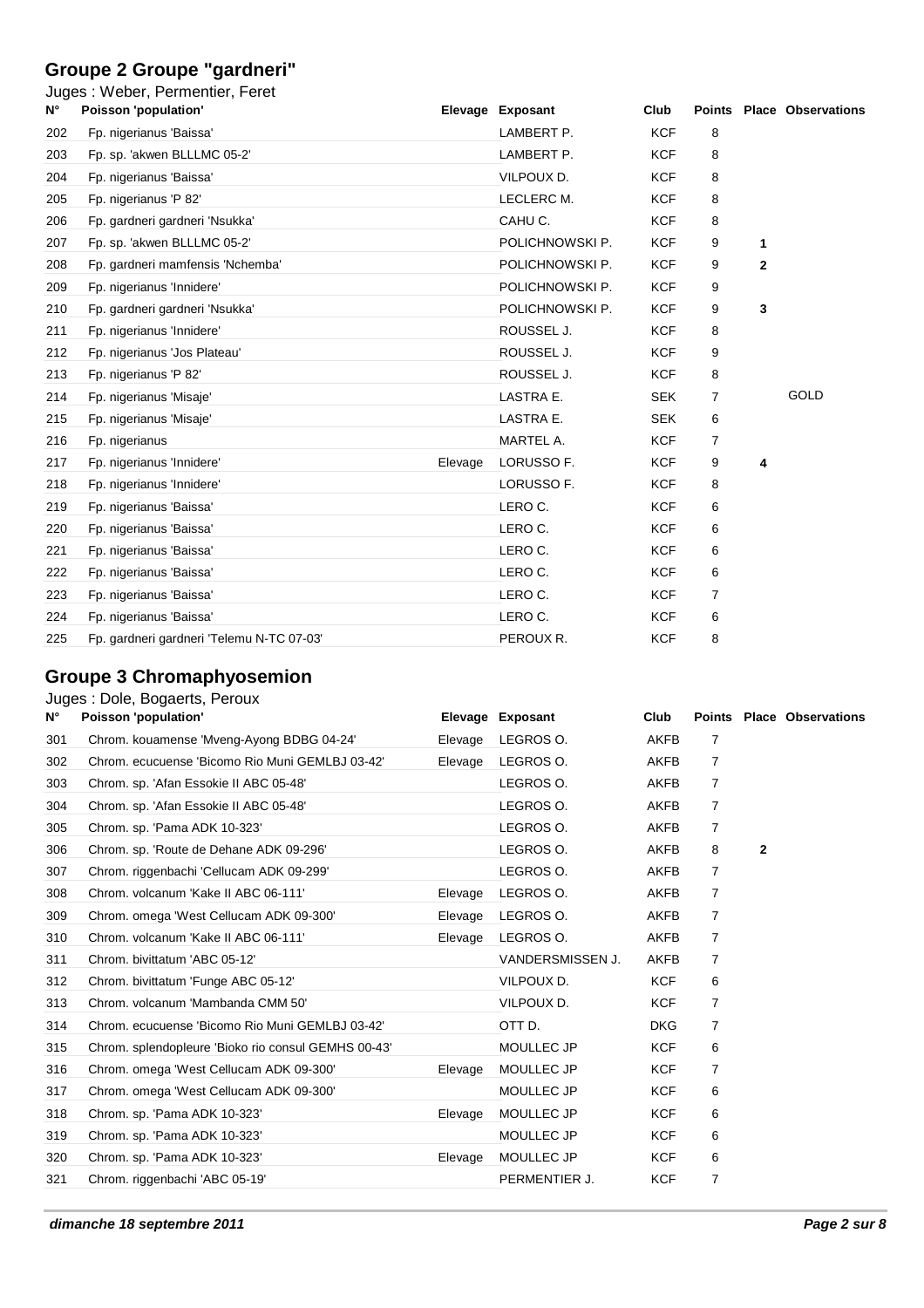## Groupe 2 Groupe "gardneri"

Juges : Weber, Permentier, Feret

| N° | Poisson 'population' | Elevage | Exposant | Club | Points | Place | Observations |
|---|---|---|---|---|---|---|---|
| 202 | Fp. nigerianus 'Baissa' | | LAMBERT P. | KCF | 8 | | |
| 203 | Fp. sp. 'akwen BLLLMC 05-2' | | LAMBERT P. | KCF | 8 | | |
| 204 | Fp. nigerianus 'Baissa' | | VILPOUX D. | KCF | 8 | | |
| 205 | Fp. nigerianus 'P 82' | | LECLERC M. | KCF | 8 | | |
| 206 | Fp. gardneri gardneri 'Nsukka' | | CAHU C. | KCF | 8 | | |
| 207 | Fp. sp. 'akwen BLLLMC 05-2' | | POLICHNOWSKI P. | KCF | 9 | 1 | |
| 208 | Fp. gardneri mamfensis 'Nchemba' | | POLICHNOWSKI P. | KCF | 9 | 2 | |
| 209 | Fp. nigerianus 'Innidere' | | POLICHNOWSKI P. | KCF | 9 | | |
| 210 | Fp. gardneri gardneri 'Nsukka' | | POLICHNOWSKI P. | KCF | 9 | 3 | |
| 211 | Fp. nigerianus 'Innidere' | | ROUSSEL J. | KCF | 8 | | |
| 212 | Fp. nigerianus 'Jos Plateau' | | ROUSSEL J. | KCF | 9 | | |
| 213 | Fp. nigerianus 'P 82' | | ROUSSEL J. | KCF | 8 | | |
| 214 | Fp. nigerianus 'Misaje' | | LASTRA E. | SEK | 7 | | GOLD |
| 215 | Fp. nigerianus 'Misaje' | | LASTRA E. | SEK | 6 | | |
| 216 | Fp. nigerianus | | MARTEL A. | KCF | 7 | | |
| 217 | Fp. nigerianus 'Innidere' | Elevage | LORUSSO F. | KCF | 9 | 4 | |
| 218 | Fp. nigerianus 'Innidere' | | LORUSSO F. | KCF | 8 | | |
| 219 | Fp. nigerianus 'Baissa' | | LERO C. | KCF | 6 | | |
| 220 | Fp. nigerianus 'Baissa' | | LERO C. | KCF | 6 | | |
| 221 | Fp. nigerianus 'Baissa' | | LERO C. | KCF | 6 | | |
| 222 | Fp. nigerianus 'Baissa' | | LERO C. | KCF | 6 | | |
| 223 | Fp. nigerianus 'Baissa' | | LERO C. | KCF | 7 | | |
| 224 | Fp. nigerianus 'Baissa' | | LERO C. | KCF | 6 | | |
| 225 | Fp. gardneri gardneri 'Telemu N-TC 07-03' | | PEROUX R. | KCF | 8 | | |

## Groupe 3 Chromaphyosemion

Juges : Dole, Bogaerts, Peroux

| N° | Poisson 'population' | Elevage | Exposant | Club | Points | Place | Observations |
|---|---|---|---|---|---|---|---|
| 301 | Chrom. kouamense 'Mveng-Ayong BDBG 04-24' | Elevage | LEGROS O. | AKFB | 7 | | |
| 302 | Chrom. ecucuense 'Bicomo Rio Muni GEMLBJ 03-42' | Elevage | LEGROS O. | AKFB | 7 | | |
| 303 | Chrom. sp. 'Afan Essokie II ABC 05-48' | | LEGROS O. | AKFB | 7 | | |
| 304 | Chrom. sp. 'Afan Essokie II ABC 05-48' | | LEGROS O. | AKFB | 7 | | |
| 305 | Chrom. sp. 'Pama ADK 10-323' | | LEGROS O. | AKFB | 7 | | |
| 306 | Chrom. sp. 'Route de Dehane ADK 09-296' | | LEGROS O. | AKFB | 8 | 2 | |
| 307 | Chrom. riggenbachi 'Cellucam ADK 09-299' | | LEGROS O. | AKFB | 7 | | |
| 308 | Chrom. volcanum 'Kake II ABC 06-111' | Elevage | LEGROS O. | AKFB | 7 | | |
| 309 | Chrom. omega 'West Cellucam ADK 09-300' | Elevage | LEGROS O. | AKFB | 7 | | |
| 310 | Chrom. volcanum 'Kake II ABC 06-111' | Elevage | LEGROS O. | AKFB | 7 | | |
| 311 | Chrom. bivittatum 'ABC 05-12' | | VANDERSMISSEN J. | AKFB | 7 | | |
| 312 | Chrom. bivittatum 'Funge ABC 05-12' | | VILPOUX D. | KCF | 6 | | |
| 313 | Chrom. volcanum 'Mambanda CMM 50' | | VILPOUX D. | KCF | 7 | | |
| 314 | Chrom. ecucuense 'Bicomo Rio Muni GEMLBJ 03-42' | | OTT D. | DKG | 7 | | |
| 315 | Chrom. splendopleure 'Bioko rio consul GEMHS 00-43' | | MOULLEC JP | KCF | 6 | | |
| 316 | Chrom. omega 'West Cellucam ADK 09-300' | Elevage | MOULLEC JP | KCF | 7 | | |
| 317 | Chrom. omega 'West Cellucam ADK 09-300' | | MOULLEC JP | KCF | 6 | | |
| 318 | Chrom. sp. 'Pama ADK 10-323' | Elevage | MOULLEC JP | KCF | 6 | | |
| 319 | Chrom. sp. 'Pama ADK 10-323' | | MOULLEC JP | KCF | 6 | | |
| 320 | Chrom. sp. 'Pama ADK 10-323' | Elevage | MOULLEC JP | KCF | 6 | | |
| 321 | Chrom. riggenbachi 'ABC 05-19' | | PERMENTIER J. | KCF | 7 | | |

*dimanche 18 septembre 2011*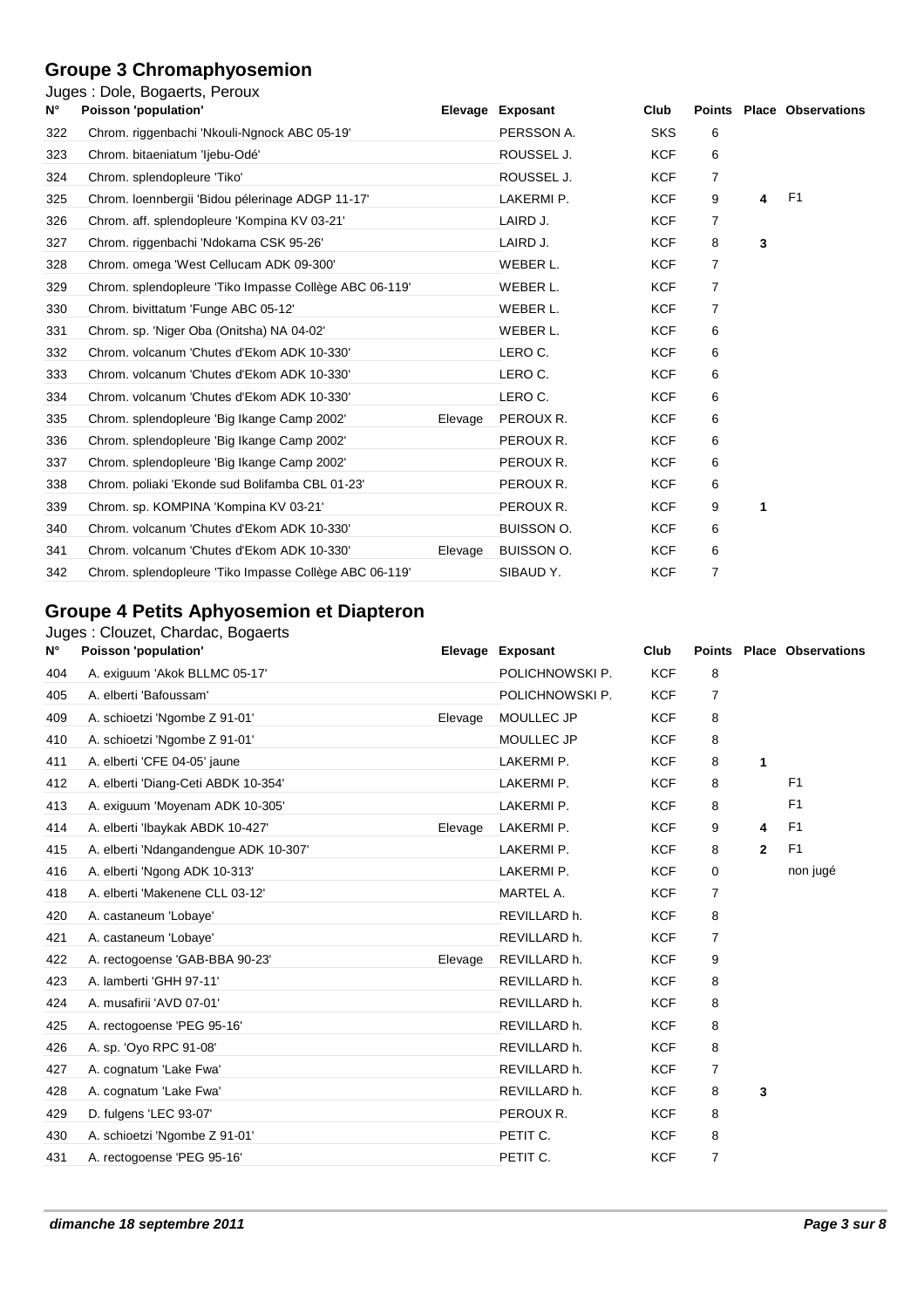## Groupe 3 Chromaphyosemion

Juges : Dole, Bogaerts, Peroux

| N° | Poisson 'population' | Elevage | Exposant | Club | Points | Place | Observations |
|---|---|---|---|---|---|---|---|
| 322 | Chrom. riggenbachi 'Nkouli-Ngnock ABC 05-19' | | PERSSON A. | SKS | 6 | | |
| 323 | Chrom. bitaeniatum 'Ijebu-Odé' | | ROUSSEL J. | KCF | 6 | | |
| 324 | Chrom. splendopleure 'Tiko' | | ROUSSEL J. | KCF | 7 | | |
| 325 | Chrom. loennbergii 'Bidou pélerinage ADGP 11-17' | | LAKERMI P. | KCF | 9 | 4 | F1 |
| 326 | Chrom. aff. splendopleure 'Kompina KV 03-21' | | LAIRD J. | KCF | 7 | | |
| 327 | Chrom. riggenbachi 'Ndokama CSK 95-26' | | LAIRD J. | KCF | 8 | 3 | |
| 328 | Chrom. omega 'West Cellucam ADK 09-300' | | WEBER L. | KCF | 7 | | |
| 329 | Chrom. splendopleure 'Tiko Impasse Collège ABC 06-119' | | WEBER L. | KCF | 7 | | |
| 330 | Chrom. bivittatum 'Funge ABC 05-12' | | WEBER L. | KCF | 7 | | |
| 331 | Chrom. sp. 'Niger Oba (Onitsha) NA 04-02' | | WEBER L. | KCF | 6 | | |
| 332 | Chrom. volcanum 'Chutes d'Ekom ADK 10-330' | | LERO C. | KCF | 6 | | |
| 333 | Chrom. volcanum 'Chutes d'Ekom ADK 10-330' | | LERO C. | KCF | 6 | | |
| 334 | Chrom. volcanum 'Chutes d'Ekom ADK 10-330' | | LERO C. | KCF | 6 | | |
| 335 | Chrom. splendopleure 'Big Ikange Camp 2002' | Elevage | PEROUX R. | KCF | 6 | | |
| 336 | Chrom. splendopleure 'Big Ikange Camp 2002' | | PEROUX R. | KCF | 6 | | |
| 337 | Chrom. splendopleure 'Big Ikange Camp 2002' | | PEROUX R. | KCF | 6 | | |
| 338 | Chrom. poliaki 'Ekonde sud Bolifamba CBL 01-23' | | PEROUX R. | KCF | 6 | | |
| 339 | Chrom. sp. KOMPINA 'Kompina KV 03-21' | | PEROUX R. | KCF | 9 | 1 | |
| 340 | Chrom. volcanum 'Chutes d'Ekom ADK 10-330' | | BUISSON O. | KCF | 6 | | |
| 341 | Chrom. volcanum 'Chutes d'Ekom ADK 10-330' | Elevage | BUISSON O. | KCF | 6 | | |
| 342 | Chrom. splendopleure 'Tiko Impasse Collège ABC 06-119' | | SIBAUD Y. | KCF | 7 | | |

## Groupe 4 Petits Aphyosemion et Diapteron

Juges : Clouzet, Chardac, Bogaerts

| N° | Poisson 'population' | Elevage | Exposant | Club | Points | Place | Observations |
|---|---|---|---|---|---|---|---|
| 404 | A. exiguum 'Akok BLLMC 05-17' | | POLICHNOWSKI P. | KCF | 8 | | |
| 405 | A. elberti 'Bafoussam' | | POLICHNOWSKI P. | KCF | 7 | | |
| 409 | A. schioetzi 'Ngombe Z 91-01' | Elevage | MOULLEC JP | KCF | 8 | | |
| 410 | A. schioetzi 'Ngombe Z 91-01' | | MOULLEC JP | KCF | 8 | | |
| 411 | A. elberti 'CFE 04-05' jaune | | LAKERMI P. | KCF | 8 | 1 | |
| 412 | A. elberti 'Diang-Ceti ABDK 10-354' | | LAKERMI P. | KCF | 8 | | F1 |
| 413 | A. exiguum 'Moyenam ADK 10-305' | | LAKERMI P. | KCF | 8 | | F1 |
| 414 | A. elberti 'Ibaykak ABDK 10-427' | Elevage | LAKERMI P. | KCF | 9 | 4 | F1 |
| 415 | A. elberti 'Ndangandengue ADK 10-307' | | LAKERMI P. | KCF | 8 | 2 | F1 |
| 416 | A. elberti 'Ngong ADK 10-313' | | LAKERMI P. | KCF | 0 | | non jugé |
| 418 | A. elberti 'Makenene CLL 03-12' | | MARTEL A. | KCF | 7 | | |
| 420 | A. castaneum 'Lobaye' | | REVILLARD h. | KCF | 8 | | |
| 421 | A. castaneum 'Lobaye' | | REVILLARD h. | KCF | 7 | | |
| 422 | A. rectogoense 'GAB-BBA 90-23' | Elevage | REVILLARD h. | KCF | 9 | | |
| 423 | A. lamberti 'GHH 97-11' | | REVILLARD h. | KCF | 8 | | |
| 424 | A. musafirii 'AVD 07-01' | | REVILLARD h. | KCF | 8 | | |
| 425 | A. rectogoense 'PEG 95-16' | | REVILLARD h. | KCF | 8 | | |
| 426 | A. sp. 'Oyo RPC 91-08' | | REVILLARD h. | KCF | 8 | | |
| 427 | A. cognatum 'Lake Fwa' | | REVILLARD h. | KCF | 7 | | |
| 428 | A. cognatum 'Lake Fwa' | | REVILLARD h. | KCF | 8 | 3 | |
| 429 | D. fulgens 'LEC 93-07' | | PEROUX R. | KCF | 8 | | |
| 430 | A. schioetzi 'Ngombe Z 91-01' | | PETIT C. | KCF | 8 | | |
| 431 | A. rectogoense 'PEG 95-16' | | PETIT C. | KCF | 7 | | |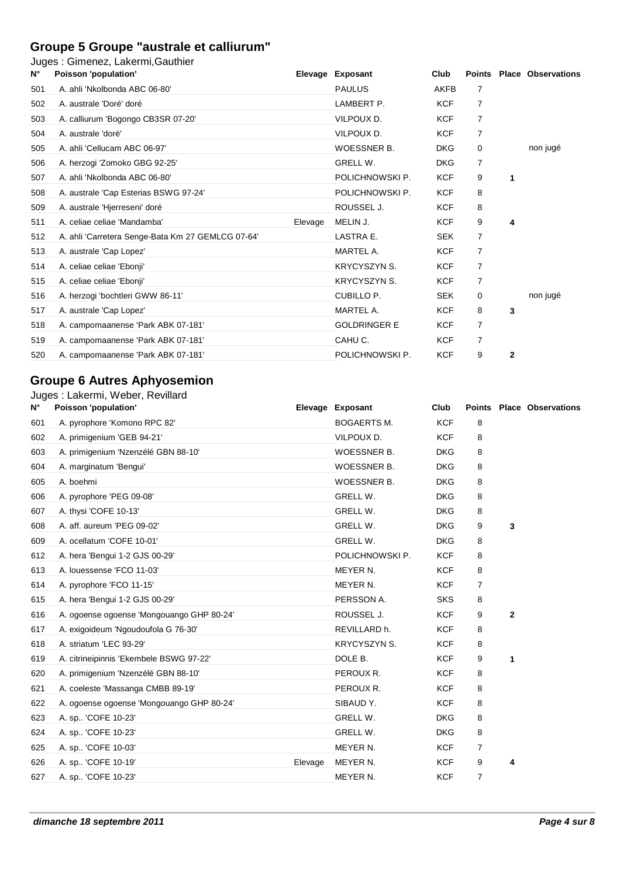## Groupe 5 Groupe "australe et calliurum"

Juges : Gimenez, Lakermi,Gauthier

| N° | Poisson 'population' | Elevage | Exposant | Club | Points | Place | Observations |
|---|---|---|---|---|---|---|---|
| 501 | A. ahli 'Nkolbonda ABC 06-80' | | PAULUS | AKFB | 7 | | |
| 502 | A. australe 'Doré' doré | | LAMBERT P. | KCF | 7 | | |
| 503 | A. calliurum 'Bogongo CB3SR 07-20' | | VILPOUX D. | KCF | 7 | | |
| 504 | A. australe 'doré' | | VILPOUX D. | KCF | 7 | | |
| 505 | A. ahli 'Cellucam ABC 06-97' | | WOESSNER B. | DKG | 0 | | non jugé |
| 506 | A. herzogi 'Zomoko GBG 92-25' | | GRELL W. | DKG | 7 | | |
| 507 | A. ahli 'Nkolbonda ABC 06-80' | | POLICHNOWSKI P. | KCF | 9 | 1 | |
| 508 | A. australe 'Cap Esterias BSWG 97-24' | | POLICHNOWSKI P. | KCF | 8 | | |
| 509 | A. australe 'Hjerreseni' doré | | ROUSSEL J. | KCF | 8 | | |
| 511 | A. celiae celiae 'Mandamba' | Elevage | MELIN J. | KCF | 9 | 4 | |
| 512 | A. ahli 'Carretera Senge-Bata Km 27 GEMLCG 07-64' | | LASTRA E. | SEK | 7 | | |
| 513 | A. australe 'Cap Lopez' | | MARTEL A. | KCF | 7 | | |
| 514 | A. celiae celiae 'Ebonji' | | KRYCYSZYN S. | KCF | 7 | | |
| 515 | A. celiae celiae 'Ebonji' | | KRYCYSZYN S. | KCF | 7 | | |
| 516 | A. herzogi 'bochtleri GWW 86-11' | | CUBILLO P. | SEK | 0 | | non jugé |
| 517 | A. australe 'Cap Lopez' | | MARTEL A. | KCF | 8 | 3 | |
| 518 | A. campomaanense 'Park ABK 07-181' | | GOLDRINGER E | KCF | 7 | | |
| 519 | A. campomaanense 'Park ABK 07-181' | | CAHU C. | KCF | 7 | | |
| 520 | A. campomaanense 'Park ABK 07-181' | | POLICHNOWSKI P. | KCF | 9 | 2 | |

## Groupe 6 Autres Aphyosemion

Juges : Lakermi, Weber, Revillard

| N° | Poisson 'population' | Elevage | Exposant | Club | Points | Place | Observations |
|---|---|---|---|---|---|---|---|
| 601 | A. pyrophore 'Komono RPC 82' | | BOGAERTS M. | KCF | 8 | | |
| 602 | A. primigenium 'GEB 94-21' | | VILPOUX D. | KCF | 8 | | |
| 603 | A. primigenium 'Nzenzélé GBN 88-10' | | WOESSNER B. | DKG | 8 | | |
| 604 | A. marginatum 'Bengui' | | WOESSNER B. | DKG | 8 | | |
| 605 | A. boehmi | | WOESSNER B. | DKG | 8 | | |
| 606 | A. pyrophore 'PEG 09-08' | | GRELL W. | DKG | 8 | | |
| 607 | A. thysi 'COFE 10-13' | | GRELL W. | DKG | 8 | | |
| 608 | A. aff. aureum 'PEG 09-02' | | GRELL W. | DKG | 9 | 3 | |
| 609 | A. ocellatum 'COFE 10-01' | | GRELL W. | DKG | 8 | | |
| 612 | A. hera 'Bengui 1-2 GJS 00-29' | | POLICHNOWSKI P. | KCF | 8 | | |
| 613 | A. louessense 'FCO 11-03' | | MEYER N. | KCF | 8 | | |
| 614 | A. pyrophore 'FCO 11-15' | | MEYER N. | KCF | 7 | | |
| 615 | A. hera 'Bengui 1-2 GJS 00-29' | | PERSSON A. | SKS | 8 | | |
| 616 | A. ogoense ogoense 'Mongouango GHP 80-24' | | ROUSSEL J. | KCF | 9 | 2 | |
| 617 | A. exigoideum 'Ngoudoufola G 76-30' | | REVILLARD h. | KCF | 8 | | |
| 618 | A. striatum 'LEC 93-29' | | KRYCYSZYN S. | KCF | 8 | | |
| 619 | A. citrineipinnis 'Ekembele BSWG 97-22' | | DOLE B. | KCF | 9 | 1 | |
| 620 | A. primigenium 'Nzenzélé GBN 88-10' | | PEROUX R. | KCF | 8 | | |
| 621 | A. coeleste 'Massanga CMBB 89-19' | | PEROUX R. | KCF | 8 | | |
| 622 | A. ogoense ogoense 'Mongouango GHP 80-24' | | SIBAUD Y. | KCF | 8 | | |
| 623 | A. sp.. 'COFE 10-23' | | GRELL W. | DKG | 8 | | |
| 624 | A. sp.. 'COFE 10-23' | | GRELL W. | DKG | 8 | | |
| 625 | A. sp.. 'COFE 10-03' | | MEYER N. | KCF | 7 | | |
| 626 | A. sp.. 'COFE 10-19' | Elevage | MEYER N. | KCF | 9 | 4 | |
| 627 | A. sp.. 'COFE 10-23' | | MEYER N. | KCF | 7 | | |

*dimanche 18 septembre 2011*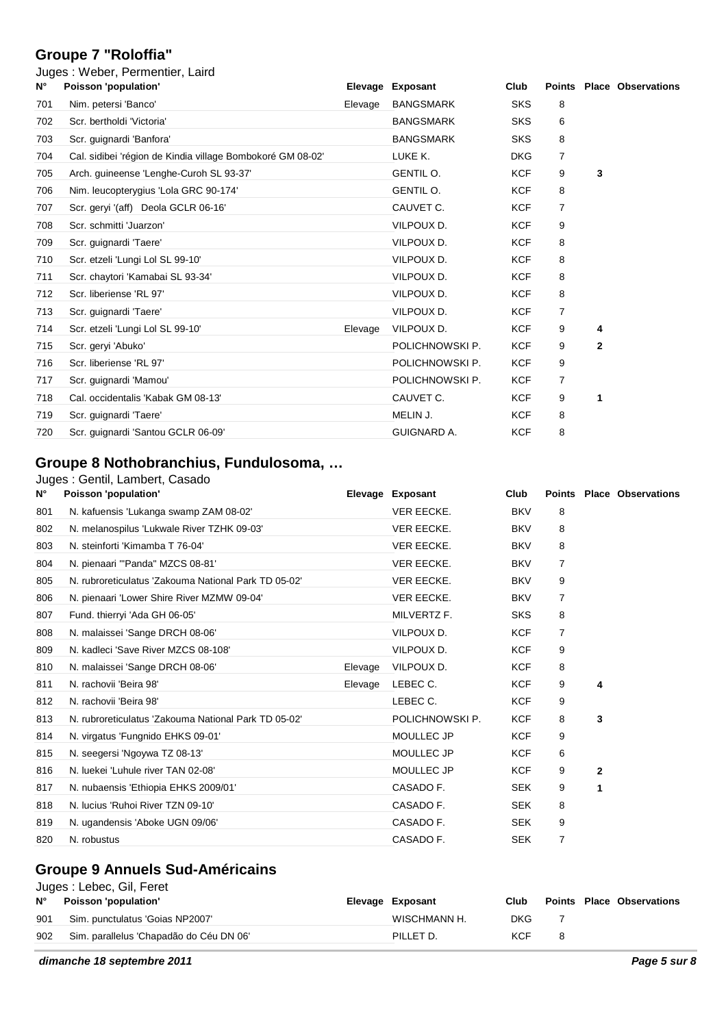## Groupe 7 "Roloffia"

Juges : Weber, Permentier, Laird

| N° | Poisson 'population' | Elevage | Exposant | Club | Points | Place | Observations |
|---|---|---|---|---|---|---|---|
| 701 | Nim. petersi 'Banco' | Elevage | BANGSMARK | SKS | 8 | | |
| 702 | Scr. bertholdi 'Victoria' | | BANGSMARK | SKS | 6 | | |
| 703 | Scr. guignardi 'Banfora' | | BANGSMARK | SKS | 8 | | |
| 704 | Cal. sidibei 'région de Kindia village Bombokoré GM 08-02' | | LUKE K. | DKG | 7 | | |
| 705 | Arch. guineense 'Lenghe-Curoh SL 93-37' | | GENTIL O. | KCF | 9 | 3 | |
| 706 | Nim. leucopterygius 'Lola GRC 90-174' | | GENTIL O. | KCF | 8 | | |
| 707 | Scr. geryi '(aff) Deola GCLR 06-16' | | CAUVET C. | KCF | 7 | | |
| 708 | Scr. schmitti 'Juarzon' | | VILPOUX D. | KCF | 9 | | |
| 709 | Scr. guignardi 'Taere' | | VILPOUX D. | KCF | 8 | | |
| 710 | Scr. etzeli 'Lungi Lol SL 99-10' | | VILPOUX D. | KCF | 8 | | |
| 711 | Scr. chaytori 'Kamabai SL 93-34' | | VILPOUX D. | KCF | 8 | | |
| 712 | Scr. liberiense 'RL 97' | | VILPOUX D. | KCF | 8 | | |
| 713 | Scr. guignardi 'Taere' | | VILPOUX D. | KCF | 7 | | |
| 714 | Scr. etzeli 'Lungi Lol SL 99-10' | Elevage | VILPOUX D. | KCF | 9 | 4 | |
| 715 | Scr. geryi 'Abuko' | | POLICHNOWSKI P. | KCF | 9 | 2 | |
| 716 | Scr. liberiense 'RL 97' | | POLICHNOWSKI P. | KCF | 9 | | |
| 717 | Scr. guignardi 'Mamou' | | POLICHNOWSKI P. | KCF | 7 | | |
| 718 | Cal. occidentalis 'Kabak GM 08-13' | | CAUVET C. | KCF | 9 | 1 | |
| 719 | Scr. guignardi 'Taere' | | MELIN J. | KCF | 8 | | |
| 720 | Scr. guignardi 'Santou GCLR 06-09' | | GUIGNARD A. | KCF | 8 | | |

## Groupe 8 Nothobranchius, Fundulosoma, …

Juges : Gentil, Lambert, Casado

| N° | Poisson 'population' | Elevage | Exposant | Club | Points | Place | Observations |
|---|---|---|---|---|---|---|---|
| 801 | N. kafuensis 'Lukanga swamp ZAM 08-02' | | VER EECKE. | BKV | 8 | | |
| 802 | N. melanospilus 'Lukwale River TZHK 09-03' | | VER EECKE. | BKV | 8 | | |
| 803 | N. steinforti 'Kimamba T 76-04' | | VER EECKE. | BKV | 8 | | |
| 804 | N. pienaari '"Panda" MZCS 08-81' | | VER EECKE. | BKV | 7 | | |
| 805 | N. rubroreticulatus 'Zakouma National Park TD 05-02' | | VER EECKE. | BKV | 9 | | |
| 806 | N. pienaari 'Lower Shire River MZMW 09-04' | | VER EECKE. | BKV | 7 | | |
| 807 | Fund. thierryi 'Ada GH 06-05' | | MILVERTZ F. | SKS | 8 | | |
| 808 | N. malaissei 'Sange DRCH 08-06' | | VILPOUX D. | KCF | 7 | | |
| 809 | N. kadleci 'Save River MZCS 08-108' | | VILPOUX D. | KCF | 9 | | |
| 810 | N. malaissei 'Sange DRCH 08-06' | Elevage | VILPOUX D. | KCF | 8 | | |
| 811 | N. rachovii 'Beira 98' | Elevage | LEBEC C. | KCF | 9 | 4 | |
| 812 | N. rachovii 'Beira 98' | | LEBEC C. | KCF | 9 | | |
| 813 | N. rubroreticulatus 'Zakouma National Park TD 05-02' | | POLICHNOWSKI P. | KCF | 8 | 3 | |
| 814 | N. virgatus 'Fungnido EHKS 09-01' | | MOULLEC JP | KCF | 9 | | |
| 815 | N. seegersi 'Ngoywa TZ 08-13' | | MOULLEC JP | KCF | 6 | | |
| 816 | N. luekei 'Luhule river TAN 02-08' | | MOULLEC JP | KCF | 9 | 2 | |
| 817 | N. nubaensis 'Ethiopia EHKS 2009/01' | | CASADO F. | SEK | 9 | 1 | |
| 818 | N. lucius 'Ruhoi River TZN 09-10' | | CASADO F. | SEK | 8 | | |
| 819 | N. ugandensis 'Aboke UGN 09/06' | | CASADO F. | SEK | 9 | | |
| 820 | N. robustus | | CASADO F. | SEK | 7 | | |

## Groupe 9 Annuels Sud-Américains

Juges : Lebec, Gil, Feret

| N° | Poisson 'population' | Elevage | Exposant | Club | Points | Place | Observations |
|---|---|---|---|---|---|---|---|
| 901 | Sim. punctulatus 'Goias NP2007' | | WISCHMANN H. | DKG | 7 | | |
| 902 | Sim. parallelus 'Chapadão do Céu DN 06' | | PILLET D. | KCF | 8 | | |

*dimanche 18 septembre 2011*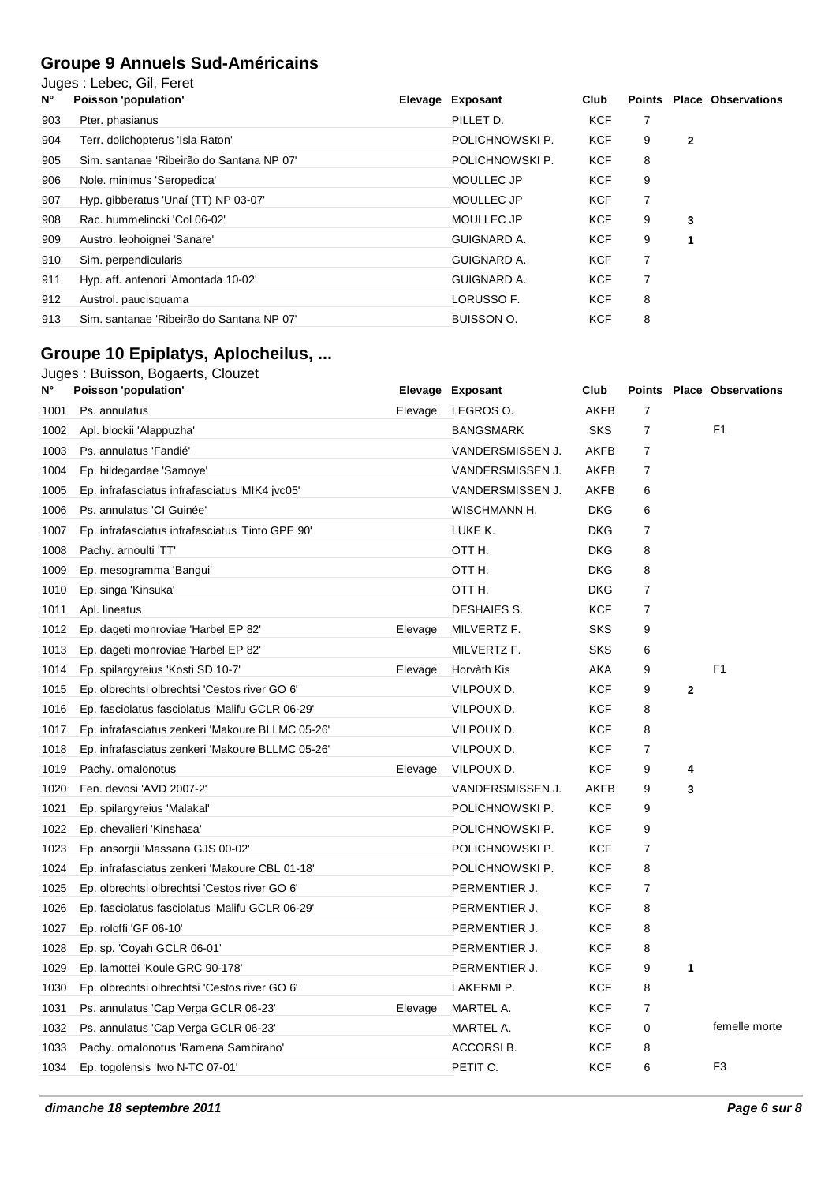## Groupe 9 Annuels Sud-Américains

Juges : Lebec, Gil, Feret

| N° | Poisson 'population' | Elevage | Exposant | Club | Points | Place | Observations |
|---|---|---|---|---|---|---|---|
| 903 | Pter. phasianus | | PILLET D. | KCF | 7 | | |
| 904 | Terr. dolichopterus 'Isla Raton' | | POLICHNOWSKI P. | KCF | 9 | 2 | |
| 905 | Sim. santanae 'Ribeirão do Santana NP 07' | | POLICHNOWSKI P. | KCF | 8 | | |
| 906 | Nole. minimus 'Seropedica' | | MOULLEC JP | KCF | 9 | | |
| 907 | Hyp. gibberatus 'Unaí (TT) NP 03-07' | | MOULLEC JP | KCF | 7 | | |
| 908 | Rac. hummelincki 'Col 06-02' | | MOULLEC JP | KCF | 9 | 3 | |
| 909 | Austro. leohoignei 'Sanare' | | GUIGNARD A. | KCF | 9 | 1 | |
| 910 | Sim. perpendicularis | | GUIGNARD A. | KCF | 7 | | |
| 911 | Hyp. aff. antenori 'Amontada 10-02' | | GUIGNARD A. | KCF | 7 | | |
| 912 | Austrol. paucisquama | | LORUSSO F. | KCF | 8 | | |
| 913 | Sim. santanae 'Ribeirão do Santana NP 07' | | BUISSON O. | KCF | 8 | | |

## Groupe 10 Epiplatys, Aplocheilus, ...

Juges : Buisson, Bogaerts, Clouzet

| N° | Poisson 'population' | Elevage | Exposant | Club | Points | Place | Observations |
|---|---|---|---|---|---|---|---|
| 1001 | Ps. annulatus | Elevage | LEGROS O. | AKFB | 7 | | |
| 1002 | Apl. blockii 'Alappuzha' | | BANGSMARK | SKS | 7 | | F1 |
| 1003 | Ps. annulatus 'Fandié' | | VANDERSMISSEN J. | AKFB | 7 | | |
| 1004 | Ep. hildegardae 'Samoye' | | VANDERSMISSEN J. | AKFB | 7 | | |
| 1005 | Ep. infrafasciatus infrafasciatus 'MIK4 jvc05' | | VANDERSMISSEN J. | AKFB | 6 | | |
| 1006 | Ps. annulatus 'CI Guinée' | | WISCHMANN H. | DKG | 6 | | |
| 1007 | Ep. infrafasciatus infrafasciatus 'Tinto GPE 90' | | LUKE K. | DKG | 7 | | |
| 1008 | Pachy. arnoulti 'TT' | | OTT H. | DKG | 8 | | |
| 1009 | Ep. mesogramma 'Bangui' | | OTT H. | DKG | 8 | | |
| 1010 | Ep. singa 'Kinsuka' | | OTT H. | DKG | 7 | | |
| 1011 | Apl. lineatus | | DESHAIES S. | KCF | 7 | | |
| 1012 | Ep. dageti monroviae 'Harbel EP 82' | Elevage | MILVERTZ F. | SKS | 9 | | |
| 1013 | Ep. dageti monroviae 'Harbel EP 82' | | MILVERTZ F. | SKS | 6 | | |
| 1014 | Ep. spilargyreius 'Kosti SD 10-7' | Elevage | Horvàth Kis | AKA | 9 | | F1 |
| 1015 | Ep. olbrechtsi olbrechtsi 'Cestos river GO 6' | | VILPOUX D. | KCF | 9 | 2 | |
| 1016 | Ep. fasciolatus fasciolatus 'Malifu GCLR 06-29' | | VILPOUX D. | KCF | 8 | | |
| 1017 | Ep. infrafasciatus zenkeri 'Makoure BLLMC 05-26' | | VILPOUX D. | KCF | 8 | | |
| 1018 | Ep. infrafasciatus zenkeri 'Makoure BLLMC 05-26' | | VILPOUX D. | KCF | 7 | | |
| 1019 | Pachy. omalonotus | Elevage | VILPOUX D. | KCF | 9 | 4 | |
| 1020 | Fen. devosi 'AVD 2007-2' | | VANDERSMISSEN J. | AKFB | 9 | 3 | |
| 1021 | Ep. spilargyreius 'Malakal' | | POLICHNOWSKI P. | KCF | 9 | | |
| 1022 | Ep. chevalieri 'Kinshasa' | | POLICHNOWSKI P. | KCF | 9 | | |
| 1023 | Ep. ansorgii 'Massana GJS 00-02' | | POLICHNOWSKI P. | KCF | 7 | | |
| 1024 | Ep. infrafasciatus zenkeri 'Makoure CBL 01-18' | | POLICHNOWSKI P. | KCF | 8 | | |
| 1025 | Ep. olbrechtsi olbrechtsi 'Cestos river GO 6' | | PERMENTIER J. | KCF | 7 | | |
| 1026 | Ep. fasciolatus fasciolatus 'Malifu GCLR 06-29' | | PERMENTIER J. | KCF | 8 | | |
| 1027 | Ep. roloffi 'GF 06-10' | | PERMENTIER J. | KCF | 8 | | |
| 1028 | Ep. sp. 'Coyah GCLR 06-01' | | PERMENTIER J. | KCF | 8 | | |
| 1029 | Ep. lamottei 'Koule GRC 90-178' | | PERMENTIER J. | KCF | 9 | 1 | |
| 1030 | Ep. olbrechtsi olbrechtsi 'Cestos river GO 6' | | LAKERMI P. | KCF | 8 | | |
| 1031 | Ps. annulatus 'Cap Verga GCLR 06-23' | Elevage | MARTEL A. | KCF | 7 | | |
| 1032 | Ps. annulatus 'Cap Verga GCLR 06-23' | | MARTEL A. | KCF | 0 | | femelle morte |
| 1033 | Pachy. omalonotus 'Ramena Sambirano' | | ACCORSI B. | KCF | 8 | | |
| 1034 | Ep. togolensis 'Iwo N-TC 07-01' | | PETIT C. | KCF | 6 | | F3 |

*dimanche 18 septembre 2011*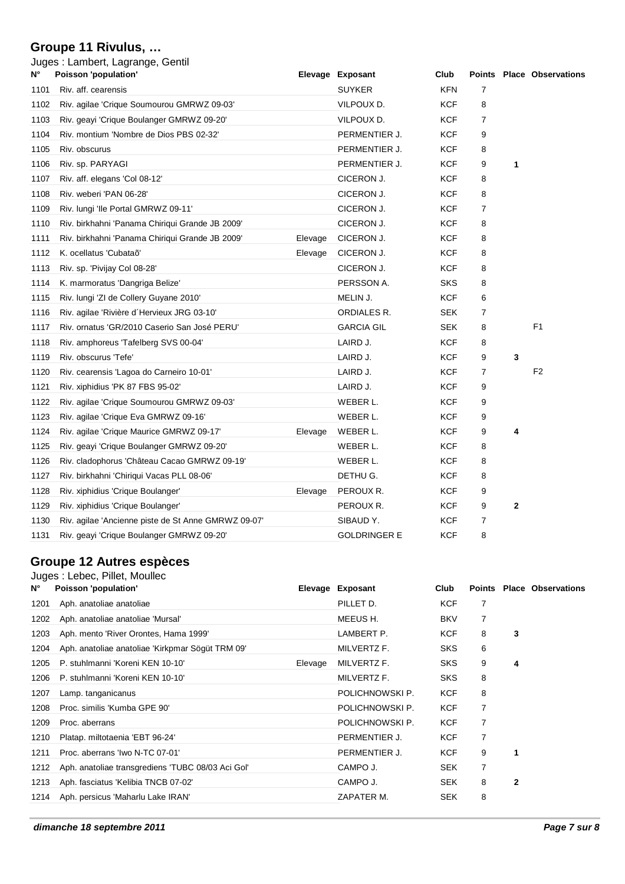## Groupe 11 Rivulus, …

Juges : Lambert, Lagrange, Gentil

| N° | Poisson 'population' | Elevage | Exposant | Club | Points | Place | Observations |
|---|---|---|---|---|---|---|---|
| 1101 | Riv. aff. cearensis | | SUYKER | KFN | 7 | | |
| 1102 | Riv. agilae 'Crique Soumourou GMRWZ 09-03' | | VILPOUX D. | KCF | 8 | | |
| 1103 | Riv. geayi 'Crique Boulanger GMRWZ 09-20' | | VILPOUX D. | KCF | 7 | | |
| 1104 | Riv. montium 'Nombre de Dios PBS 02-32' | | PERMENTIER J. | KCF | 9 | | |
| 1105 | Riv. obscurus | | PERMENTIER J. | KCF | 8 | | |
| 1106 | Riv. sp. PARYAGI | | PERMENTIER J. | KCF | 9 | 1 | |
| 1107 | Riv. aff. elegans 'Col 08-12' | | CICERON J. | KCF | 8 | | |
| 1108 | Riv. weberi 'PAN 06-28' | | CICERON J. | KCF | 8 | | |
| 1109 | Riv. lungi 'Ile Portal GMRWZ 09-11' | | CICERON J. | KCF | 7 | | |
| 1110 | Riv. birkhahni 'Panama Chiriqui Grande JB 2009' | | CICERON J. | KCF | 8 | | |
| 1111 | Riv. birkhahni 'Panama Chiriqui Grande JB 2009' | Elevage | CICERON J. | KCF | 8 | | |
| 1112 | K. ocellatus 'Cubataõ' | Elevage | CICERON J. | KCF | 8 | | |
| 1113 | Riv. sp. 'Pivijay Col 08-28' | | CICERON J. | KCF | 8 | | |
| 1114 | K. marmoratus 'Dangriga Belize' | | PERSSON A. | SKS | 8 | | |
| 1115 | Riv. lungi 'ZI de Collery Guyane 2010' | | MELIN J. | KCF | 6 | | |
| 1116 | Riv. agilae 'Rivière d´Hervieux JRG 03-10' | | ORDIALES R. | SEK | 7 | | |
| 1117 | Riv. ornatus 'GR/2010 Caserio San José PERU' | | GARCIA GIL | SEK | 8 | | F1 |
| 1118 | Riv. amphoreus 'Tafelberg SVS 00-04' | | LAIRD J. | KCF | 8 | | |
| 1119 | Riv. obscurus 'Tefe' | | LAIRD J. | KCF | 9 | 3 | |
| 1120 | Riv. cearensis 'Lagoa do Carneiro 10-01' | | LAIRD J. | KCF | 7 | | F2 |
| 1121 | Riv. xiphidius 'PK 87 FBS 95-02' | | LAIRD J. | KCF | 9 | | |
| 1122 | Riv. agilae 'Crique Soumourou GMRWZ 09-03' | | WEBER L. | KCF | 9 | | |
| 1123 | Riv. agilae 'Crique Eva GMRWZ 09-16' | | WEBER L. | KCF | 9 | | |
| 1124 | Riv. agilae 'Crique Maurice GMRWZ 09-17' | Elevage | WEBER L. | KCF | 9 | 4 | |
| 1125 | Riv. geayi 'Crique Boulanger GMRWZ 09-20' | | WEBER L. | KCF | 8 | | |
| 1126 | Riv. cladophorus 'Château Cacao GMRWZ 09-19' | | WEBER L. | KCF | 8 | | |
| 1127 | Riv. birkhahni 'Chiriqui Vacas PLL 08-06' | | DETHU G. | KCF | 8 | | |
| 1128 | Riv. xiphidius 'Crique Boulanger' | Elevage | PEROUX R. | KCF | 9 | | |
| 1129 | Riv. xiphidius 'Crique Boulanger' | | PEROUX R. | KCF | 9 | 2 | |
| 1130 | Riv. agilae 'Ancienne piste de St Anne GMRWZ 09-07' | | SIBAUD Y. | KCF | 7 | | |
| 1131 | Riv. geayi 'Crique Boulanger GMRWZ 09-20' | | GOLDRINGER E | KCF | 8 | | |

## Groupe 12 Autres espèces

Juges : Lebec, Pillet, Moullec

| N° | Poisson 'population' | Elevage | Exposant | Club | Points | Place | Observations |
|---|---|---|---|---|---|---|---|
| 1201 | Aph. anatoliae anatoliae | | PILLET D. | KCF | 7 | | |
| 1202 | Aph. anatoliae anatoliae 'Mursal' | | MEEUS H. | BKV | 7 | | |
| 1203 | Aph. mento 'River Orontes, Hama 1999' | | LAMBERT P. | KCF | 8 | 3 | |
| 1204 | Aph. anatoliae anatoliae 'Kirkpmar Sögüt TRM 09' | | MILVERTZ F. | SKS | 6 | | |
| 1205 | P. stuhlmanni 'Koreni KEN 10-10' | Elevage | MILVERTZ F. | SKS | 9 | 4 | |
| 1206 | P. stuhlmanni 'Koreni KEN 10-10' | | MILVERTZ F. | SKS | 8 | | |
| 1207 | Lamp. tanganicanus | | POLICHNOWSKI P. | KCF | 8 | | |
| 1208 | Proc. similis 'Kumba GPE 90' | | POLICHNOWSKI P. | KCF | 7 | | |
| 1209 | Proc. aberrans | | POLICHNOWSKI P. | KCF | 7 | | |
| 1210 | Platap. miltotaenia 'EBT 96-24' | | PERMENTIER J. | KCF | 7 | | |
| 1211 | Proc. aberrans 'Iwo N-TC 07-01' | | PERMENTIER J. | KCF | 9 | 1 | |
| 1212 | Aph. anatoliae transgrediens 'TUBC 08/03 Aci Gol' | | CAMPO J. | SEK | 7 | | |
| 1213 | Aph. fasciatus 'Kelibia TNCB 07-02' | | CAMPO J. | SEK | 8 | 2 | |
| 1214 | Aph. persicus 'Maharlu Lake IRAN' | | ZAPATER M. | SEK | 8 | | |

*dimanche 18 septembre 2011*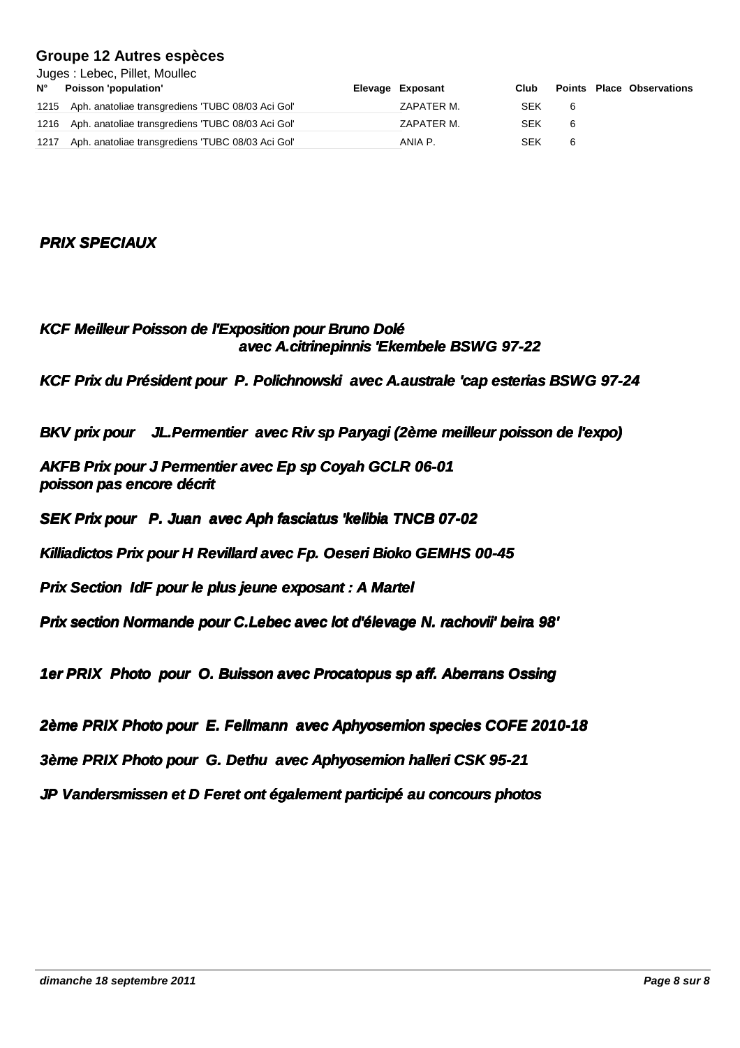## Groupe 12 Autres espèces

Juges : Lebec, Pillet, Moullec

| N° | Poisson 'population' | Elevage | Exposant | Club | Points | Place | Observations |
|---|---|---|---|---|---|---|---|
| 1215 | Aph. anatoliae transgrediens 'TUBC 08/03 Aci Gol' | | ZAPATER M. | SEK | 6 | | |
| 1216 | Aph. anatoliae transgrediens 'TUBC 08/03 Aci Gol' | | ZAPATER M. | SEK | 6 | | |
| 1217 | Aph. anatoliae transgrediens 'TUBC 08/03 Aci Gol' | | ANIA P. | SEK | 6 | | |

***PRIX SPECIAUX***

***KCF Meilleur Poisson de l'Exposition pour Bruno Dolé avec A.citrinepinnis 'Ekembele BSWG 97-22***

***KCF Prix du Président pour P. Polichnowski avec A.australe 'cap esterias BSWG 97-24***

***BKV prix pour JL.Permentier avec Riv sp Paryagi (2ème meilleur poisson de l'expo)***

***AKFB Prix pour J Permentier avec Ep sp Coyah GCLR 06-01***
***poisson pas encore décrit***

***SEK Prix pour P. Juan avec Aph fasciatus 'kelibia TNCB 07-02***

***Killiadictos Prix pour H Revillard avec Fp. Oeseri Bioko GEMHS 00-45***

***Prix Section IdF pour le plus jeune exposant : A Martel***

***Prix section Normande pour C.Lebec avec lot d'élevage N. rachovii' beira 98'***

***1er PRIX Photo pour O. Buisson avec Procatopus sp aff. Aberrans Ossing***

***2ème PRIX Photo pour E. Fellmann avec Aphyosemion species COFE 2010-18***

***3ème PRIX Photo pour G. Dethu avec Aphyosemion halleri CSK 95-21***

***JP Vandersmissen et D Feret ont également participé au concours photos***